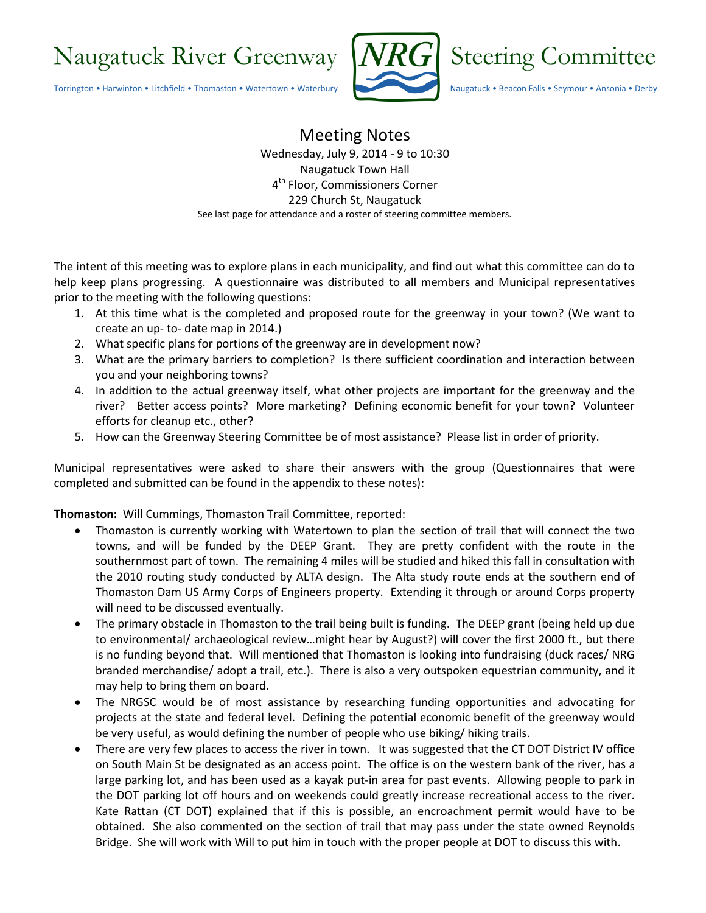# Naugatuck River Greenway Steering Committee

Torrington • Harwinton • Litchfield • Thomaston • Watertown • Waterbury • Naugatuck • Beacon Falls • Seymour • Ansonia • Derby

## Meeting Notes

Wednesday, July 9, 2014 - 9 to 10:30
Naugatuck Town Hall
4th Floor, Commissioners Corner
229 Church St, Naugatuck
See last page for attendance and a roster of steering committee members.

The intent of this meeting was to explore plans in each municipality, and find out what this committee can do to help keep plans progressing. A questionnaire was distributed to all members and Municipal representatives prior to the meeting with the following questions:

1. At this time what is the completed and proposed route for the greenway in your town? (We want to create an up- to- date map in 2014.)
2. What specific plans for portions of the greenway are in development now?
3. What are the primary barriers to completion? Is there sufficient coordination and interaction between you and your neighboring towns?
4. In addition to the actual greenway itself, what other projects are important for the greenway and the river? Better access points? More marketing? Defining economic benefit for your town? Volunteer efforts for cleanup etc., other?
5. How can the Greenway Steering Committee be of most assistance? Please list in order of priority.

Municipal representatives were asked to share their answers with the group (Questionnaires that were completed and submitted can be found in the appendix to these notes):

**Thomaston:** Will Cummings, Thomaston Trail Committee, reported:

- Thomaston is currently working with Watertown to plan the section of trail that will connect the two towns, and will be funded by the DEEP Grant. They are pretty confident with the route in the southernmost part of town. The remaining 4 miles will be studied and hiked this fall in consultation with the 2010 routing study conducted by ALTA design. The Alta study route ends at the southern end of Thomaston Dam US Army Corps of Engineers property. Extending it through or around Corps property will need to be discussed eventually.
- The primary obstacle in Thomaston to the trail being built is funding. The DEEP grant (being held up due to environmental/ archaeological review…might hear by August?) will cover the first 2000 ft., but there is no funding beyond that. Will mentioned that Thomaston is looking into fundraising (duck races/ NRG branded merchandise/ adopt a trail, etc.). There is also a very outspoken equestrian community, and it may help to bring them on board.
- The NRGSC would be of most assistance by researching funding opportunities and advocating for projects at the state and federal level. Defining the potential economic benefit of the greenway would be very useful, as would defining the number of people who use biking/ hiking trails.
- There are very few places to access the river in town. It was suggested that the CT DOT District IV office on South Main St be designated as an access point. The office is on the western bank of the river, has a large parking lot, and has been used as a kayak put-in area for past events. Allowing people to park in the DOT parking lot off hours and on weekends could greatly increase recreational access to the river. Kate Rattan (CT DOT) explained that if this is possible, an encroachment permit would have to be obtained. She also commented on the section of trail that may pass under the state owned Reynolds Bridge. She will work with Will to put him in touch with the proper people at DOT to discuss this with.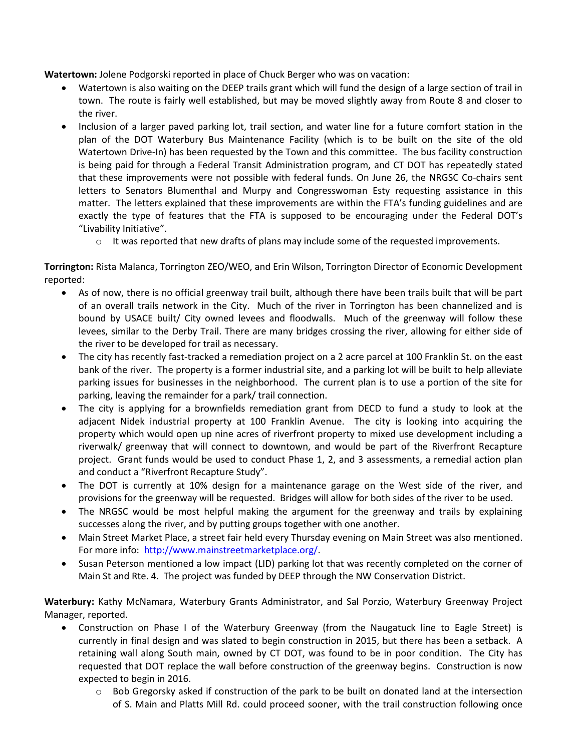**Watertown:** Jolene Podgorski reported in place of Chuck Berger who was on vacation:

- Watertown is also waiting on the DEEP trails grant which will fund the design of a large section of trail in town. The route is fairly well established, but may be moved slightly away from Route 8 and closer to the river.
- Inclusion of a larger paved parking lot, trail section, and water line for a future comfort station in the plan of the DOT Waterbury Bus Maintenance Facility (which is to be built on the site of the old Watertown Drive-In) has been requested by the Town and this committee. The bus facility construction is being paid for through a Federal Transit Administration program, and CT DOT has repeatedly stated that these improvements were not possible with federal funds. On June 26, the NRGSC Co-chairs sent letters to Senators Blumenthal and Murpy and Congresswoman Esty requesting assistance in this matter. The letters explained that these improvements are within the FTA's funding guidelines and are exactly the type of features that the FTA is supposed to be encouraging under the Federal DOT's "Livability Initiative".
    - It was reported that new drafts of plans may include some of the requested improvements.

**Torrington:** Rista Malanca, Torrington ZEO/WEO, and Erin Wilson, Torrington Director of Economic Development reported:

- As of now, there is no official greenway trail built, although there have been trails built that will be part of an overall trails network in the City. Much of the river in Torrington has been channelized and is bound by USACE built/ City owned levees and floodwalls. Much of the greenway will follow these levees, similar to the Derby Trail. There are many bridges crossing the river, allowing for either side of the river to be developed for trail as necessary.
- The city has recently fast-tracked a remediation project on a 2 acre parcel at 100 Franklin St. on the east bank of the river. The property is a former industrial site, and a parking lot will be built to help alleviate parking issues for businesses in the neighborhood. The current plan is to use a portion of the site for parking, leaving the remainder for a park/ trail connection.
- The city is applying for a brownfields remediation grant from DECD to fund a study to look at the adjacent Nidek industrial property at 100 Franklin Avenue. The city is looking into acquiring the property which would open up nine acres of riverfront property to mixed use development including a riverwalk/ greenway that will connect to downtown, and would be part of the Riverfront Recapture project. Grant funds would be used to conduct Phase 1, 2, and 3 assessments, a remedial action plan and conduct a "Riverfront Recapture Study".
- The DOT is currently at 10% design for a maintenance garage on the West side of the river, and provisions for the greenway will be requested. Bridges will allow for both sides of the river to be used.
- The NRGSC would be most helpful making the argument for the greenway and trails by explaining successes along the river, and by putting groups together with one another.
- Main Street Market Place, a street fair held every Thursday evening on Main Street was also mentioned. For more info: [http://www.mainstreetmarketplace.org/](http://www.mainstreetmarketplace.org/).
- Susan Peterson mentioned a low impact (LID) parking lot that was recently completed on the corner of Main St and Rte. 4. The project was funded by DEEP through the NW Conservation District.

**Waterbury:** Kathy McNamara, Waterbury Grants Administrator, and Sal Porzio, Waterbury Greenway Project Manager, reported.

- Construction on Phase I of the Waterbury Greenway (from the Naugatuck line to Eagle Street) is currently in final design and was slated to begin construction in 2015, but there has been a setback. A retaining wall along South main, owned by CT DOT, was found to be in poor condition. The City has requested that DOT replace the wall before construction of the greenway begins. Construction is now expected to begin in 2016.
    - Bob Gregorsky asked if construction of the park to be built on donated land at the intersection of S. Main and Platts Mill Rd. could proceed sooner, with the trail construction following once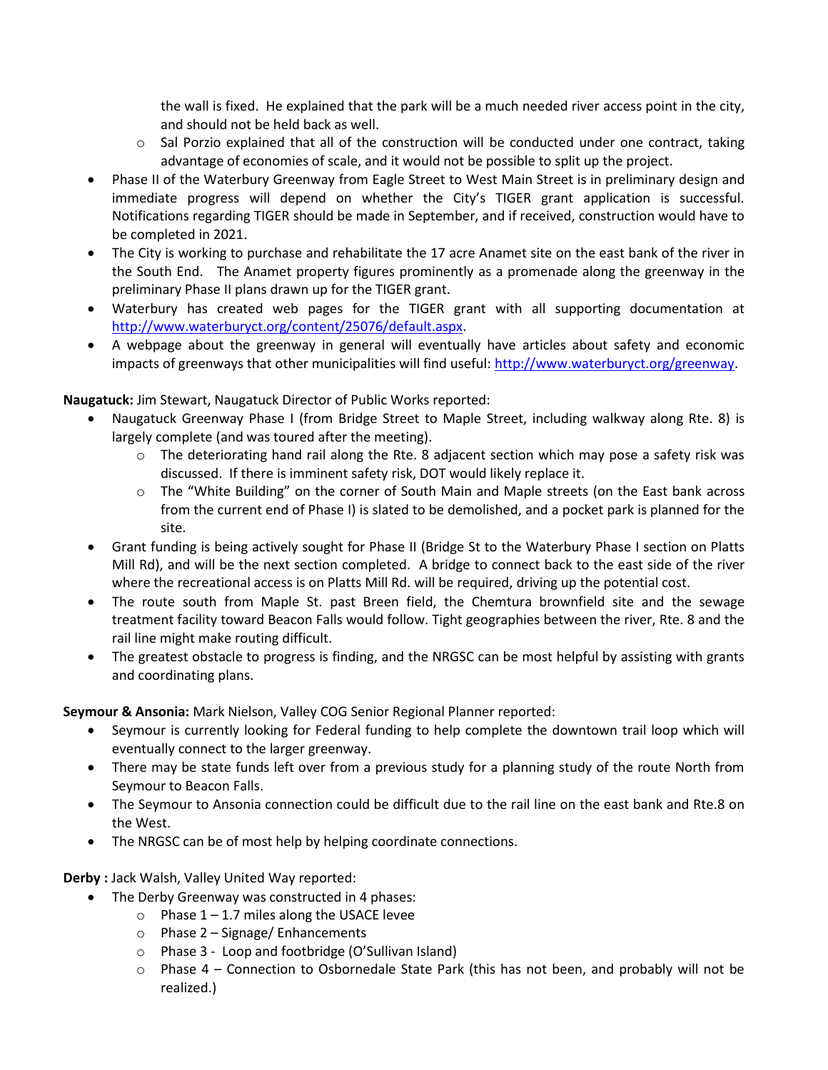the wall is fixed. He explained that the park will be a much needed river access point in the city, and should not be held back as well.
    - Sal Porzio explained that all of the construction will be conducted under one contract, taking advantage of economies of scale, and it would not be possible to split up the project.
- Phase II of the Waterbury Greenway from Eagle Street to West Main Street is in preliminary design and immediate progress will depend on whether the City's TIGER grant application is successful. Notifications regarding TIGER should be made in September, and if received, construction would have to be completed in 2021.
- The City is working to purchase and rehabilitate the 17 acre Anamet site on the east bank of the river in the South End. The Anamet property figures prominently as a promenade along the greenway in the preliminary Phase II plans drawn up for the TIGER grant.
- Waterbury has created web pages for the TIGER grant with all supporting documentation at http://www.waterburyct.org/content/25076/default.aspx.
- A webpage about the greenway in general will eventually have articles about safety and economic impacts of greenways that other municipalities will find useful: http://www.waterburyct.org/greenway.

**Naugatuck:** Jim Stewart, Naugatuck Director of Public Works reported:

- Naugatuck Greenway Phase I (from Bridge Street to Maple Street, including walkway along Rte. 8) is largely complete (and was toured after the meeting).
    - The deteriorating hand rail along the Rte. 8 adjacent section which may pose a safety risk was discussed. If there is imminent safety risk, DOT would likely replace it.
    - The "White Building" on the corner of South Main and Maple streets (on the East bank across from the current end of Phase I) is slated to be demolished, and a pocket park is planned for the site.
- Grant funding is being actively sought for Phase II (Bridge St to the Waterbury Phase I section on Platts Mill Rd), and will be the next section completed. A bridge to connect back to the east side of the river where the recreational access is on Platts Mill Rd. will be required, driving up the potential cost.
- The route south from Maple St. past Breen field, the Chemtura brownfield site and the sewage treatment facility toward Beacon Falls would follow. Tight geographies between the river, Rte. 8 and the rail line might make routing difficult.
- The greatest obstacle to progress is finding, and the NRGSC can be most helpful by assisting with grants and coordinating plans.

**Seymour & Ansonia:** Mark Nielson, Valley COG Senior Regional Planner reported:

- Seymour is currently looking for Federal funding to help complete the downtown trail loop which will eventually connect to the larger greenway.
- There may be state funds left over from a previous study for a planning study of the route North from Seymour to Beacon Falls.
- The Seymour to Ansonia connection could be difficult due to the rail line on the east bank and Rte.8 on the West.
- The NRGSC can be of most help by helping coordinate connections.

**Derby :** Jack Walsh, Valley United Way reported:

- The Derby Greenway was constructed in 4 phases:
    - Phase 1 – 1.7 miles along the USACE levee
    - Phase 2 – Signage/ Enhancements
    - Phase 3 - Loop and footbridge (O'Sullivan Island)
    - Phase 4 – Connection to Osbornedale State Park (this has not been, and probably will not be realized.)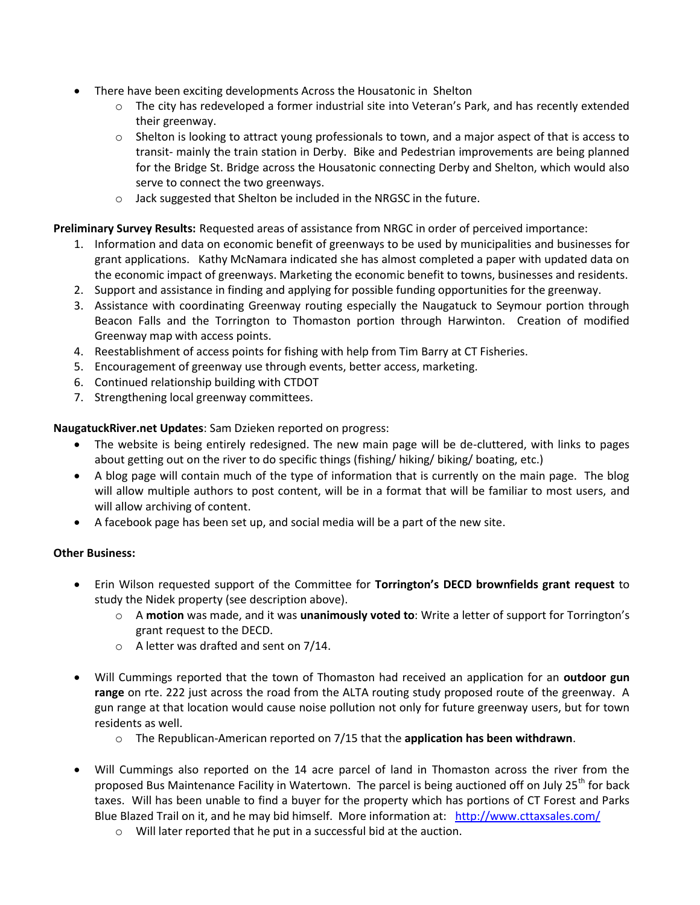- There have been exciting developments Across the Housatonic in Shelton
  - The city has redeveloped a former industrial site into Veteran's Park, and has recently extended their greenway.
  - Shelton is looking to attract young professionals to town, and a major aspect of that is access to transit- mainly the train station in Derby. Bike and Pedestrian improvements are being planned for the Bridge St. Bridge across the Housatonic connecting Derby and Shelton, which would also serve to connect the two greenways.
  - Jack suggested that Shelton be included in the NRGSC in the future.

**Preliminary Survey Results:** Requested areas of assistance from NRGC in order of perceived importance:

1. Information and data on economic benefit of greenways to be used by municipalities and businesses for grant applications. Kathy McNamara indicated she has almost completed a paper with updated data on the economic impact of greenways. Marketing the economic benefit to towns, businesses and residents.
2. Support and assistance in finding and applying for possible funding opportunities for the greenway.
3. Assistance with coordinating Greenway routing especially the Naugatuck to Seymour portion through Beacon Falls and the Torrington to Thomaston portion through Harwinton. Creation of modified Greenway map with access points.
4. Reestablishment of access points for fishing with help from Tim Barry at CT Fisheries.
5. Encouragement of greenway use through events, better access, marketing.
6. Continued relationship building with CTDOT
7. Strengthening local greenway committees.

**NaugatuckRiver.net Updates**: Sam Dzieken reported on progress:

- The website is being entirely redesigned. The new main page will be de-cluttered, with links to pages about getting out on the river to do specific things (fishing/ hiking/ biking/ boating, etc.)
- A blog page will contain much of the type of information that is currently on the main page. The blog will allow multiple authors to post content, will be in a format that will be familiar to most users, and will allow archiving of content.
- A facebook page has been set up, and social media will be a part of the new site.

**Other Business:**

- Erin Wilson requested support of the Committee for **Torrington's DECD brownfields grant request** to study the Nidek property (see description above).
  - A **motion** was made, and it was **unanimously voted to**: Write a letter of support for Torrington's grant request to the DECD.
  - A letter was drafted and sent on 7/14.

- Will Cummings reported that the town of Thomaston had received an application for an **outdoor gun range** on rte. 222 just across the road from the ALTA routing study proposed route of the greenway. A gun range at that location would cause noise pollution not only for future greenway users, but for town residents as well.
  - The Republican-American reported on 7/15 that the **application has been withdrawn**.

- Will Cummings also reported on the 14 acre parcel of land in Thomaston across the river from the proposed Bus Maintenance Facility in Watertown. The parcel is being auctioned off on July 25th for back taxes. Will has been unable to find a buyer for the property which has portions of CT Forest and Parks Blue Blazed Trail on it, and he may bid himself. More information at: http://www.cttaxsales.com/
  - Will later reported that he put in a successful bid at the auction.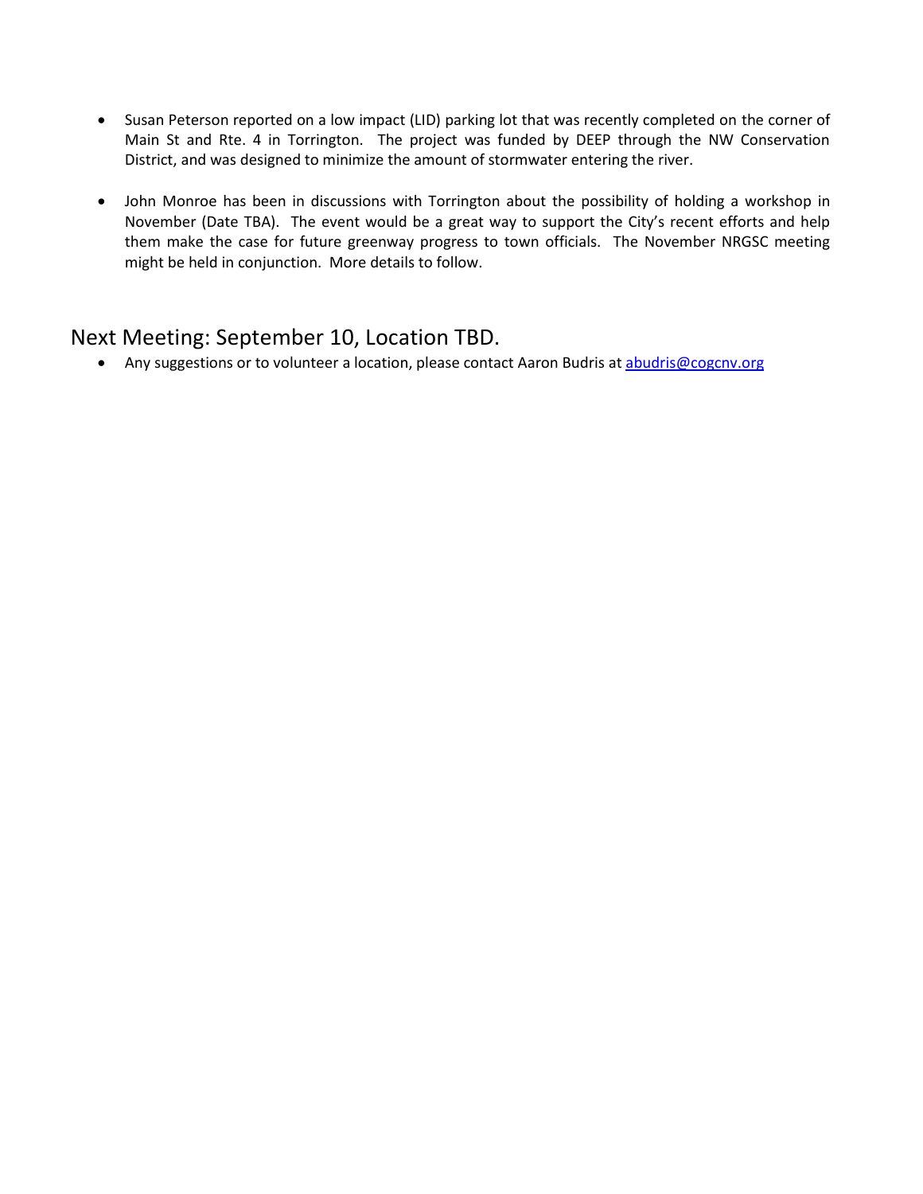- Susan Peterson reported on a low impact (LID) parking lot that was recently completed on the corner of Main St and Rte. 4 in Torrington. The project was funded by DEEP through the NW Conservation District, and was designed to minimize the amount of stormwater entering the river.

- John Monroe has been in discussions with Torrington about the possibility of holding a workshop in November (Date TBA). The event would be a great way to support the City's recent efforts and help them make the case for future greenway progress to town officials. The November NRGSC meeting might be held in conjunction. More details to follow.

## Next Meeting: September 10, Location TBD.

- Any suggestions or to volunteer a location, please contact Aaron Budris at abudris@cogcnv.org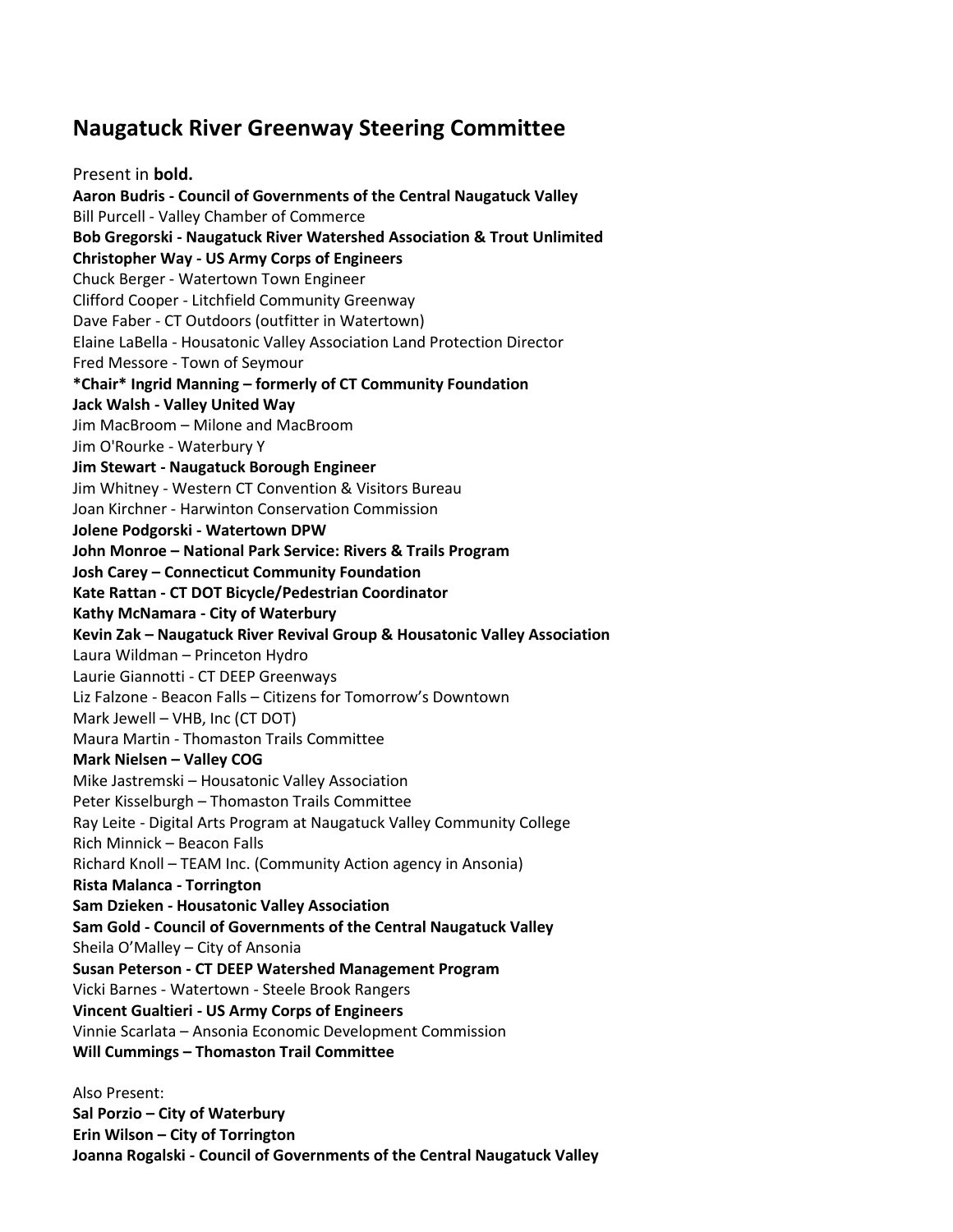# Naugatuck River Greenway Steering Committee

Present in **bold.**

**Aaron Budris - Council of Governments of the Central Naugatuck Valley**
Bill Purcell - Valley Chamber of Commerce
**Bob Gregorski - Naugatuck River Watershed Association & Trout Unlimited**
**Christopher Way - US Army Corps of Engineers**
Chuck Berger - Watertown Town Engineer
Clifford Cooper - Litchfield Community Greenway
Dave Faber - CT Outdoors (outfitter in Watertown)
Elaine LaBella - Housatonic Valley Association Land Protection Director
Fred Messore - Town of Seymour
**\*Chair\* Ingrid Manning – formerly of CT Community Foundation**
**Jack Walsh - Valley United Way**
Jim MacBroom – Milone and MacBroom
Jim O'Rourke - Waterbury Y
**Jim Stewart - Naugatuck Borough Engineer**
Jim Whitney - Western CT Convention & Visitors Bureau
Joan Kirchner - Harwinton Conservation Commission
**Jolene Podgorski - Watertown DPW**
**John Monroe – National Park Service: Rivers & Trails Program**
**Josh Carey – Connecticut Community Foundation**
**Kate Rattan - CT DOT Bicycle/Pedestrian Coordinator**
**Kathy McNamara - City of Waterbury**
**Kevin Zak – Naugatuck River Revival Group & Housatonic Valley Association**
Laura Wildman – Princeton Hydro
Laurie Giannotti - CT DEEP Greenways
Liz Falzone - Beacon Falls – Citizens for Tomorrow's Downtown
Mark Jewell – VHB, Inc (CT DOT)
Maura Martin - Thomaston Trails Committee
**Mark Nielsen – Valley COG**
Mike Jastremski – Housatonic Valley Association
Peter Kisselburgh – Thomaston Trails Committee
Ray Leite - Digital Arts Program at Naugatuck Valley Community College
Rich Minnick – Beacon Falls
Richard Knoll – TEAM Inc. (Community Action agency in Ansonia)
**Rista Malanca - Torrington**
**Sam Dzieken - Housatonic Valley Association**
**Sam Gold - Council of Governments of the Central Naugatuck Valley**
Sheila O'Malley – City of Ansonia
**Susan Peterson - CT DEEP Watershed Management Program**
Vicki Barnes - Watertown - Steele Brook Rangers
**Vincent Gualtieri - US Army Corps of Engineers**
Vinnie Scarlata – Ansonia Economic Development Commission
**Will Cummings – Thomaston Trail Committee**

Also Present:
**Sal Porzio – City of Waterbury**
**Erin Wilson – City of Torrington**
**Joanna Rogalski - Council of Governments of the Central Naugatuck Valley**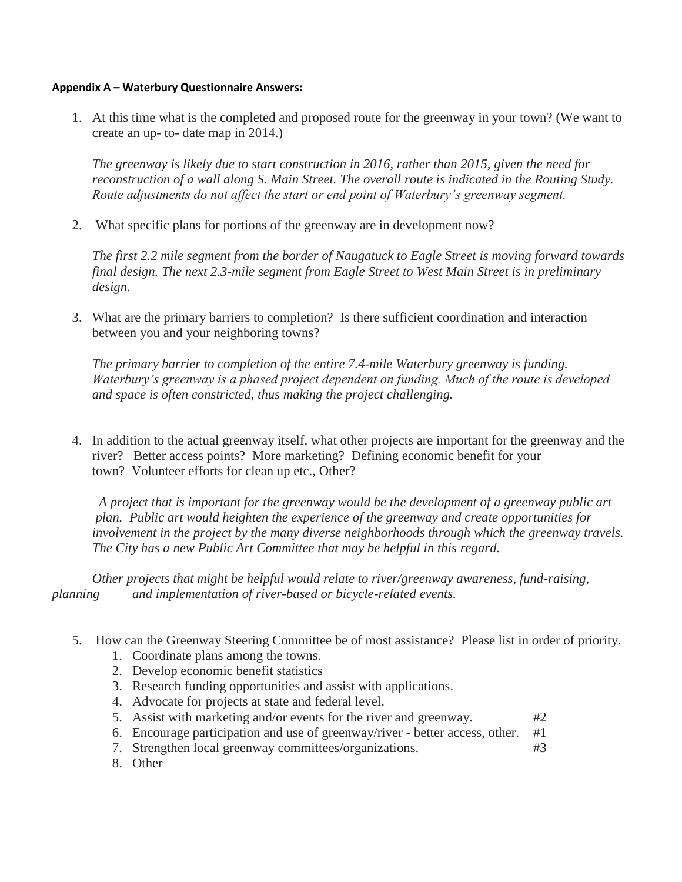**Appendix A – Waterbury Questionnaire Answers:**

1. At this time what is the completed and proposed route for the greenway in your town? (We want to create an up- to- date map in 2014.)

   *The greenway is likely due to start construction in 2016, rather than 2015, given the need for reconstruction of a wall along S. Main Street. The overall route is indicated in the Routing Study. Route adjustments do not affect the start or end point of Waterbury's greenway segment.*

2. What specific plans for portions of the greenway are in development now?

   *The first 2.2 mile segment from the border of Naugatuck to Eagle Street is moving forward towards final design. The next 2.3-mile segment from Eagle Street to West Main Street is in preliminary design.*

3. What are the primary barriers to completion? Is there sufficient coordination and interaction between you and your neighboring towns?

   *The primary barrier to completion of the entire 7.4-mile Waterbury greenway is funding. Waterbury's greenway is a phased project dependent on funding. Much of the route is developed and space is often constricted, thus making the project challenging.*

4. In addition to the actual greenway itself, what other projects are important for the greenway and the river? Better access points? More marketing? Defining economic benefit for your town? Volunteer efforts for clean up etc., Other?

   *A project that is important for the greenway would be the development of a greenway public art plan. Public art would heighten the experience of the greenway and create opportunities for involvement in the project by the many diverse neighborhoods through which the greenway travels. The City has a new Public Art Committee that may be helpful in this regard.*

   *Other projects that might be helpful would relate to river/greenway awareness, fund-raising, planning and implementation of river-based or bicycle-related events.*

5. How can the Greenway Steering Committee be of most assistance? Please list in order of priority.
   1. Coordinate plans among the towns.
   2. Develop economic benefit statistics
   3. Research funding opportunities and assist with applications.
   4. Advocate for projects at state and federal level.
   5. Assist with marketing and/or events for the river and greenway. #2
   6. Encourage participation and use of greenway/river - better access, other. #1
   7. Strengthen local greenway committees/organizations. #3
   8. Other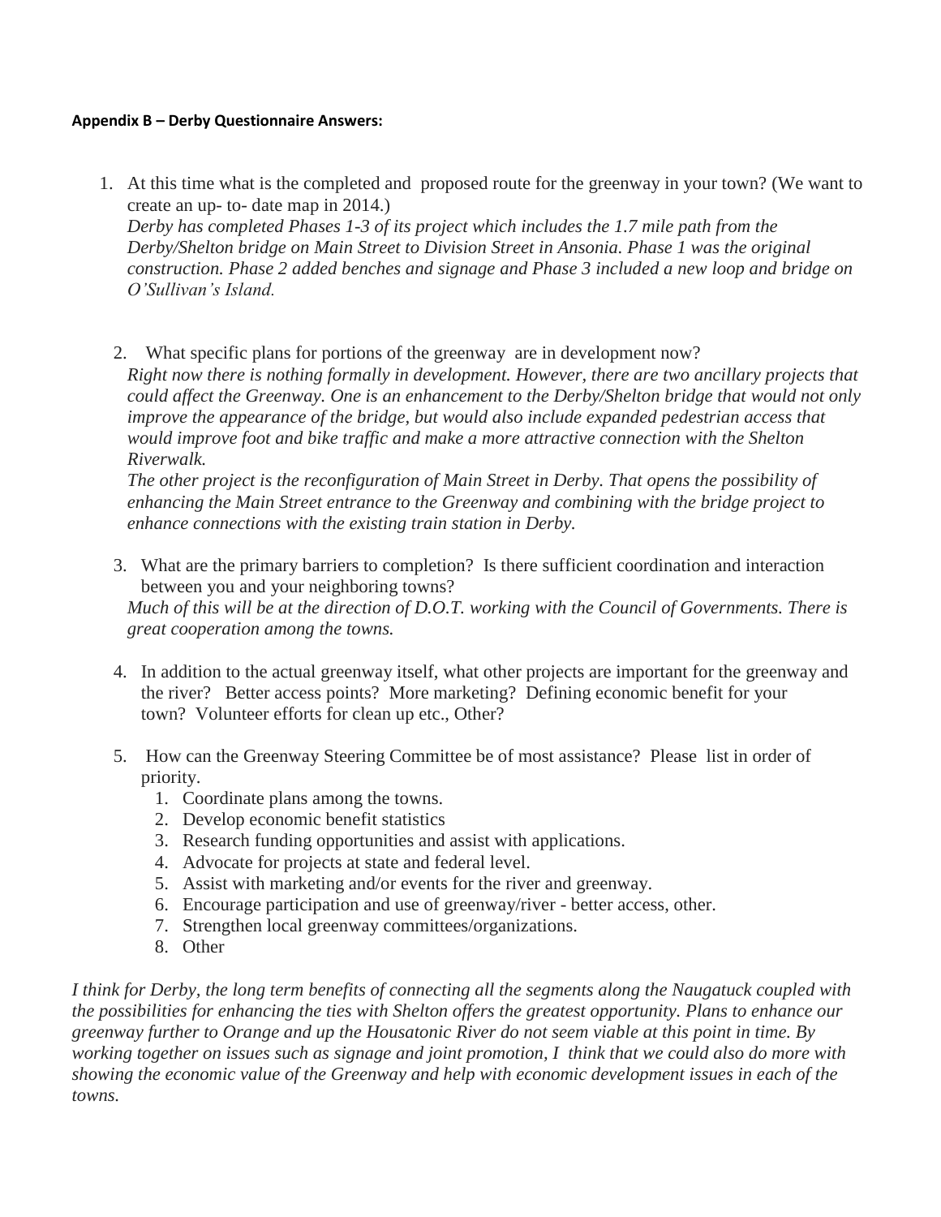**Appendix B – Derby Questionnaire Answers:**

1. At this time what is the completed and proposed route for the greenway in your town? (We want to create an up- to- date map in 2014.)
   *Derby has completed Phases 1-3 of its project which includes the 1.7 mile path from the Derby/Shelton bridge on Main Street to Division Street in Ansonia. Phase 1 was the original construction. Phase 2 added benches and signage and Phase 3 included a new loop and bridge on O'Sullivan's Island.*

2. What specific plans for portions of the greenway are in development now?
   *Right now there is nothing formally in development. However, there are two ancillary projects that could affect the Greenway. One is an enhancement to the Derby/Shelton bridge that would not only improve the appearance of the bridge, but would also include expanded pedestrian access that would improve foot and bike traffic and make a more attractive connection with the Shelton Riverwalk.*
   *The other project is the reconfiguration of Main Street in Derby. That opens the possibility of enhancing the Main Street entrance to the Greenway and combining with the bridge project to enhance connections with the existing train station in Derby.*

3. What are the primary barriers to completion? Is there sufficient coordination and interaction between you and your neighboring towns?
   *Much of this will be at the direction of D.O.T. working with the Council of Governments. There is great cooperation among the towns.*

4. In addition to the actual greenway itself, what other projects are important for the greenway and the river? Better access points? More marketing? Defining economic benefit for your town? Volunteer efforts for clean up etc., Other?

5. How can the Greenway Steering Committee be of most assistance? Please list in order of priority.
   1. Coordinate plans among the towns.
   2. Develop economic benefit statistics
   3. Research funding opportunities and assist with applications.
   4. Advocate for projects at state and federal level.
   5. Assist with marketing and/or events for the river and greenway.
   6. Encourage participation and use of greenway/river - better access, other.
   7. Strengthen local greenway committees/organizations.
   8. Other

*I think for Derby, the long term benefits of connecting all the segments along the Naugatuck coupled with the possibilities for enhancing the ties with Shelton offers the greatest opportunity. Plans to enhance our greenway further to Orange and up the Housatonic River do not seem viable at this point in time. By working together on issues such as signage and joint promotion, I think that we could also do more with showing the economic value of the Greenway and help with economic development issues in each of the towns.*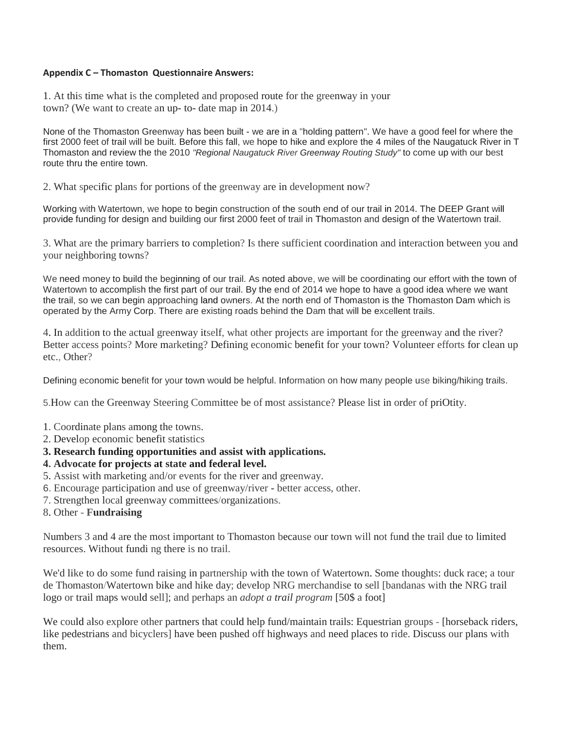**Appendix C – Thomaston Questionnaire Answers:**

1. At this time what is the completed and proposed route for the greenway in your town? (We want to create an up- to- date map in 2014.)

None of the Thomaston Greenway has been built - we are in a "holding pattern". We have a good feel for where the first 2000 feet of trail will be built. Before this fall, we hope to hike and explore the 4 miles of the Naugatuck River in T Thomaston and review the the 2010 *"Regional Naugatuck River Greenway Routing Study"* to come up with our best route thru the entire town.

2. What specific plans for portions of the greenway are in development now?

Working with Watertown, we hope to begin construction of the south end of our trail in 2014. The DEEP Grant will provide funding for design and building our first 2000 feet of trail in Thomaston and design of the Watertown trail.

3. What are the primary barriers to completion? Is there sufficient coordination and interaction between you and your neighboring towns?

We need money to build the beginning of our trail. As noted above, we will be coordinating our effort with the town of Watertown to accomplish the first part of our trail. By the end of 2014 we hope to have a good idea where we want the trail, so we can begin approaching land owners. At the north end of Thomaston is the Thomaston Dam which is operated by the Army Corp. There are existing roads behind the Dam that will be excellent trails.

4. In addition to the actual greenway itself, what other projects are important for the greenway and the river? Better access points? More marketing? Defining economic benefit for your town? Volunteer efforts for clean up etc., Other?

Defining economic benefit for your town would be helpful. Information on how many people use biking/hiking trails.

5.How can the Greenway Steering Committee be of most assistance? Please list in order of priOtity.

1. Coordinate plans among the towns.
2. Develop economic benefit statistics
3. **Research funding opportunities and assist with applications.**
4. **Advocate for projects at state and federal level.**
5. Assist with marketing and/or events for the river and greenway.
6. Encourage participation and use of greenway/river - better access, other.
7. Strengthen local greenway committees/organizations.
8. Other - **Fundraising**

Numbers 3 and 4 are the most important to Thomaston because our town will not fund the trail due to limited resources. Without fundi ng there is no trail.

We'd like to do some fund raising in partnership with the town of Watertown. Some thoughts: duck race; a tour de Thomaston/Watertown bike and hike day; develop NRG merchandise to sell [bandanas with the NRG trail logo or trail maps would sell]; and perhaps an *adopt a trail program* [50$ a foot]

We could also explore other partners that could help fund/maintain trails: Equestrian groups - [horseback riders, like pedestrians and bicyclers] have been pushed off highways and need places to ride. Discuss our plans with them.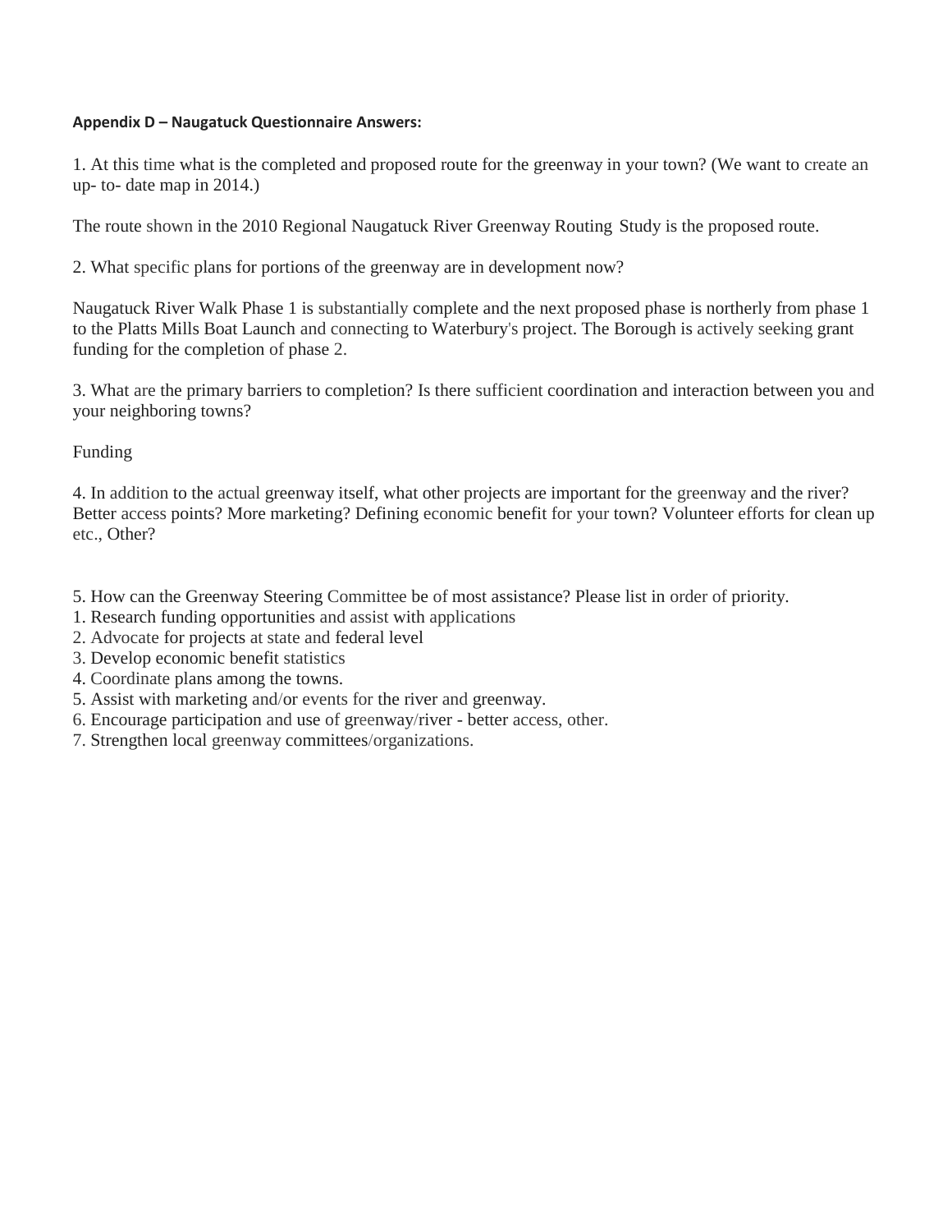**Appendix D – Naugatuck Questionnaire Answers:**

1. At this time what is the completed and proposed route for the greenway in your town? (We want to create an up- to- date map in 2014.)

The route shown in the 2010 Regional Naugatuck River Greenway Routing Study is the proposed route.

2. What specific plans for portions of the greenway are in development now?

Naugatuck River Walk Phase 1 is substantially complete and the next proposed phase is northerly from phase 1 to the Platts Mills Boat Launch and connecting to Waterbury's project. The Borough is actively seeking grant funding for the completion of phase 2.

3. What are the primary barriers to completion? Is there sufficient coordination and interaction between you and your neighboring towns?

Funding

4. In addition to the actual greenway itself, what other projects are important for the greenway and the river? Better access points? More marketing? Defining economic benefit for your town? Volunteer efforts for clean up etc., Other?

5. How can the Greenway Steering Committee be of most assistance? Please list in order of priority.
1. Research funding opportunities and assist with applications
2. Advocate for projects at state and federal level
3. Develop economic benefit statistics
4. Coordinate plans among the towns.
5. Assist with marketing and/or events for the river and greenway.
6. Encourage participation and use of greenway/river - better access, other.
7. Strengthen local greenway committees/organizations.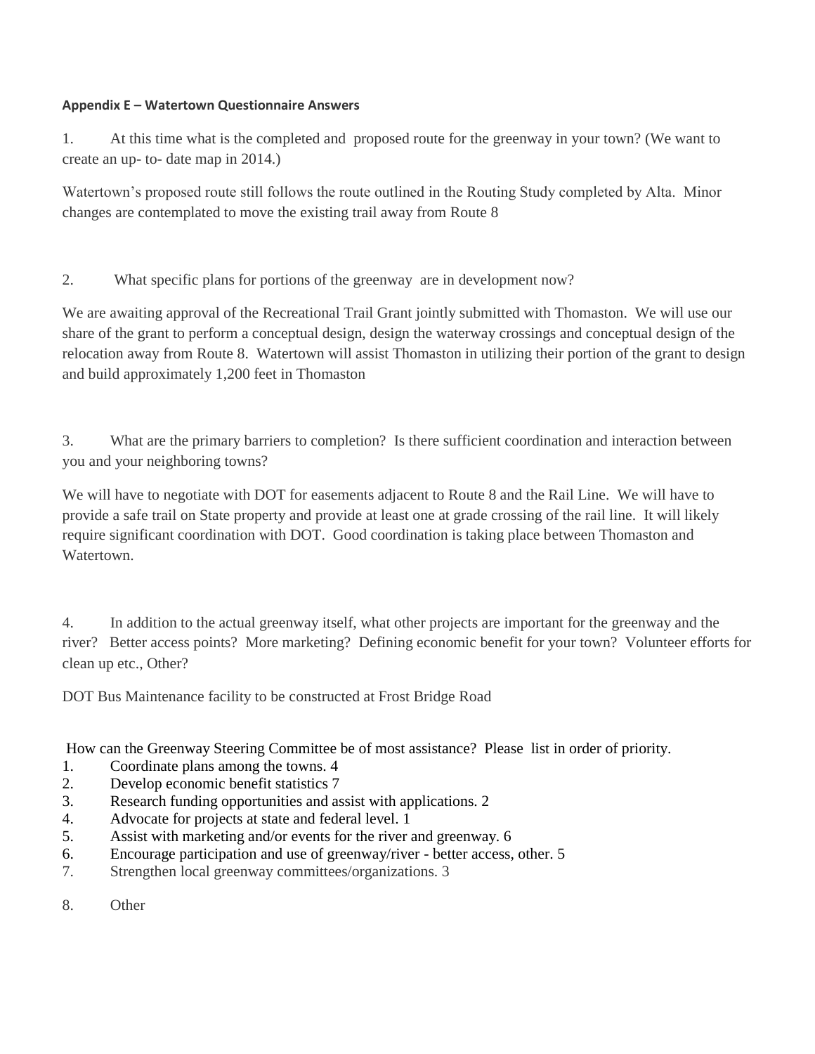**Appendix E – Watertown Questionnaire Answers**

1. At this time what is the completed and proposed route for the greenway in your town? (We want to create an up- to- date map in 2014.)

Watertown's proposed route still follows the route outlined in the Routing Study completed by Alta. Minor changes are contemplated to move the existing trail away from Route 8

2. What specific plans for portions of the greenway are in development now?

We are awaiting approval of the Recreational Trail Grant jointly submitted with Thomaston. We will use our share of the grant to perform a conceptual design, design the waterway crossings and conceptual design of the relocation away from Route 8. Watertown will assist Thomaston in utilizing their portion of the grant to design and build approximately 1,200 feet in Thomaston

3. What are the primary barriers to completion? Is there sufficient coordination and interaction between you and your neighboring towns?

We will have to negotiate with DOT for easements adjacent to Route 8 and the Rail Line. We will have to provide a safe trail on State property and provide at least one at grade crossing of the rail line. It will likely require significant coordination with DOT. Good coordination is taking place between Thomaston and Watertown.

4. In addition to the actual greenway itself, what other projects are important for the greenway and the river? Better access points? More marketing? Defining economic benefit for your town? Volunteer efforts for clean up etc., Other?

DOT Bus Maintenance facility to be constructed at Frost Bridge Road

How can the Greenway Steering Committee be of most assistance? Please list in order of priority.

1. Coordinate plans among the towns. 4
2. Develop economic benefit statistics 7
3. Research funding opportunities and assist with applications. 2
4. Advocate for projects at state and federal level. 1
5. Assist with marketing and/or events for the river and greenway. 6
6. Encourage participation and use of greenway/river - better access, other. 5
7. Strengthen local greenway committees/organizations. 3
8. Other